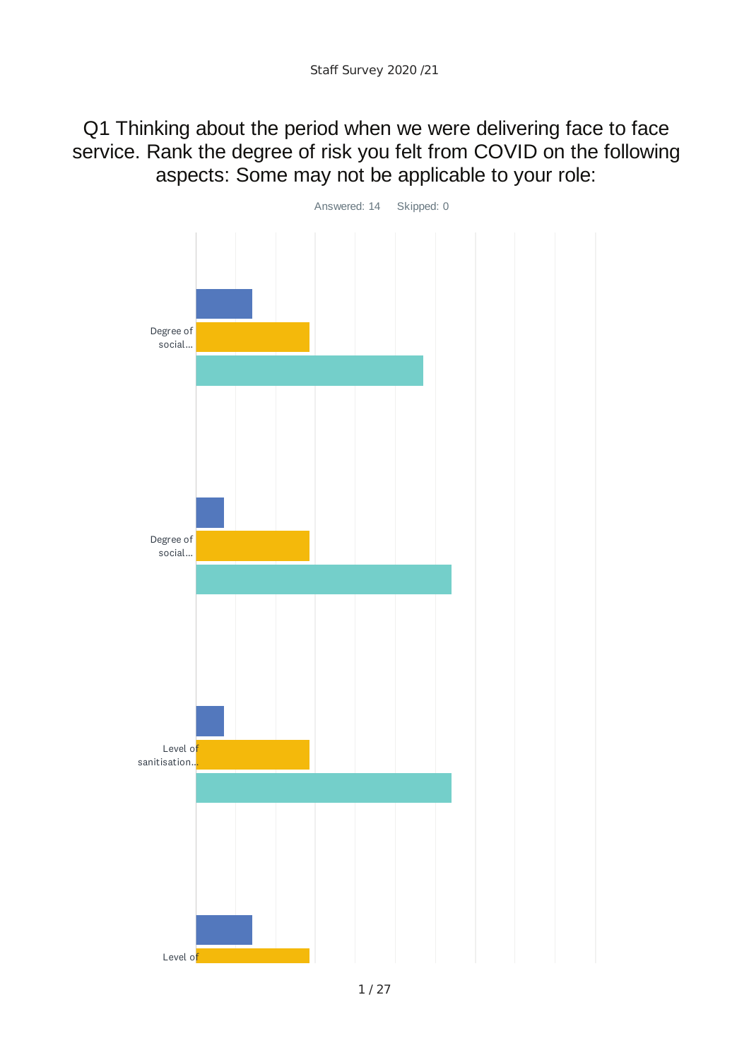Staff Survey 2020 /21

# Q1 Thinking about the period when we were delivering face to face service. Rank the degree of risk you felt from COVID on the following aspects: Some may not be applicable to your role:

Answered: 14    Skipped: 0

Degree of social...

Degree of social...

Level of sanitisation...

Level of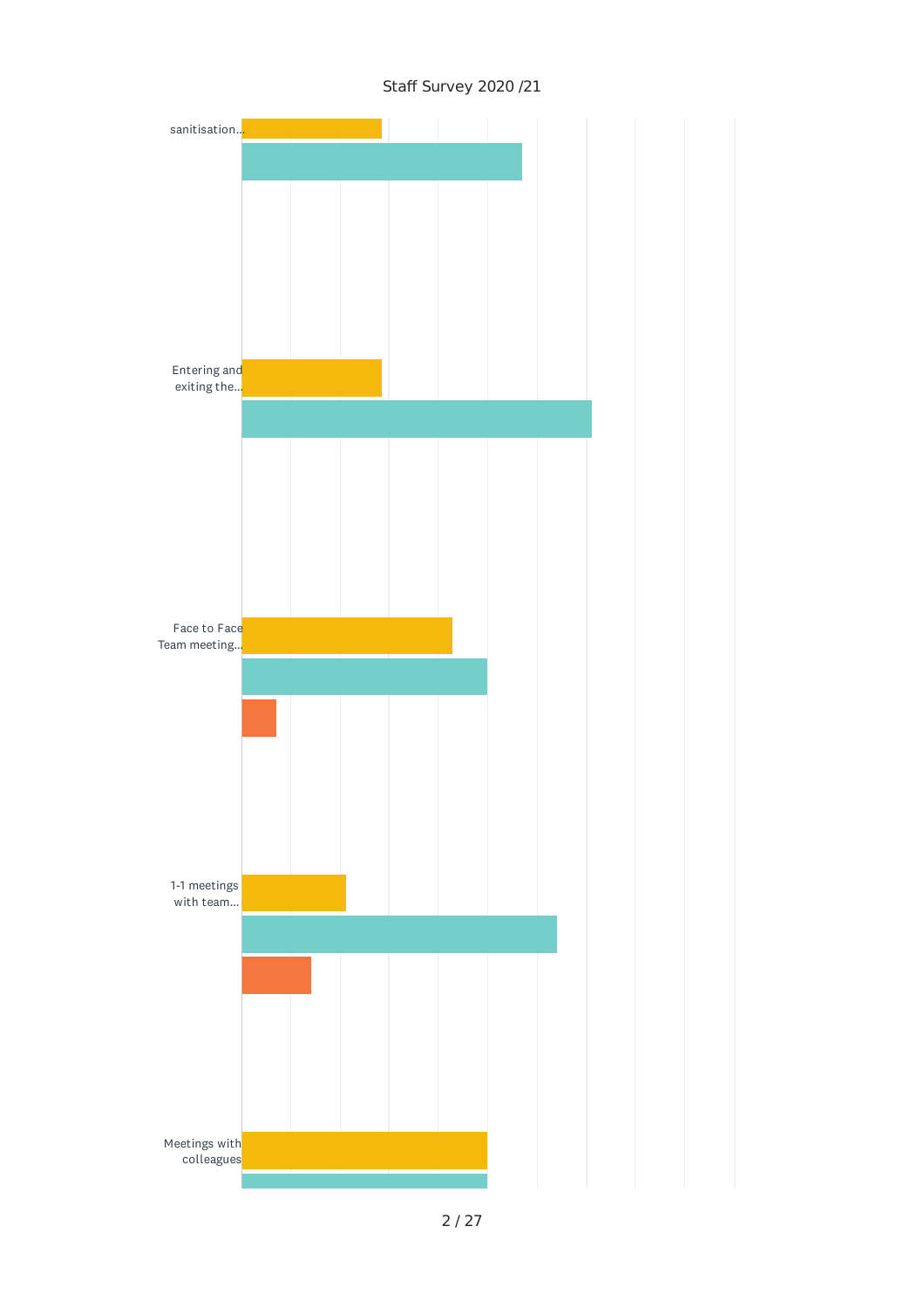Staff Survey 2020 /21

sanitisation...

Entering and exiting the...

Face to Face Team meeting...

1-1 meetings with team...

Meetings with colleagues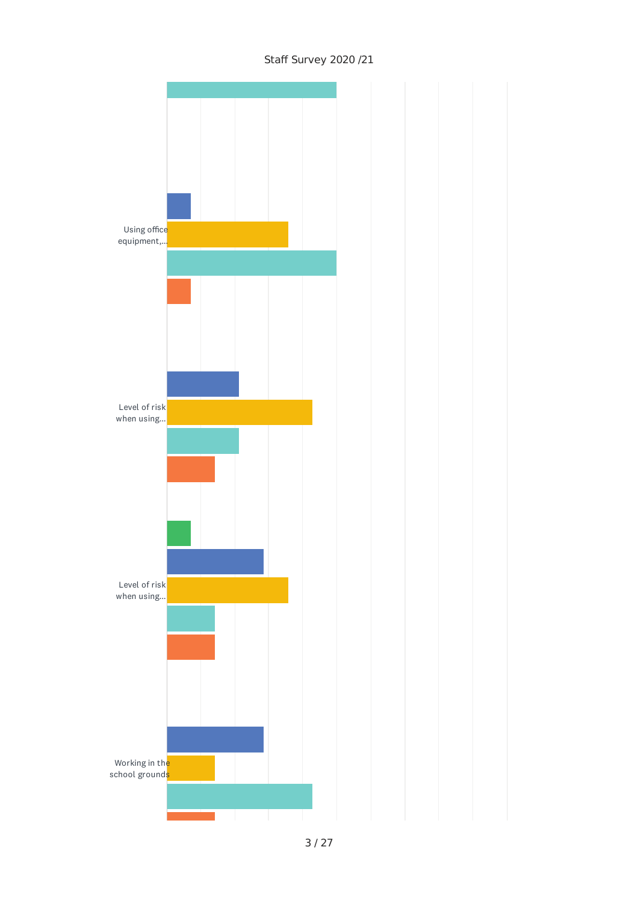Staff Survey 2020 /21

Using office equipment,...

Level of risk when using...

Level of risk when using...

Working in the school grounds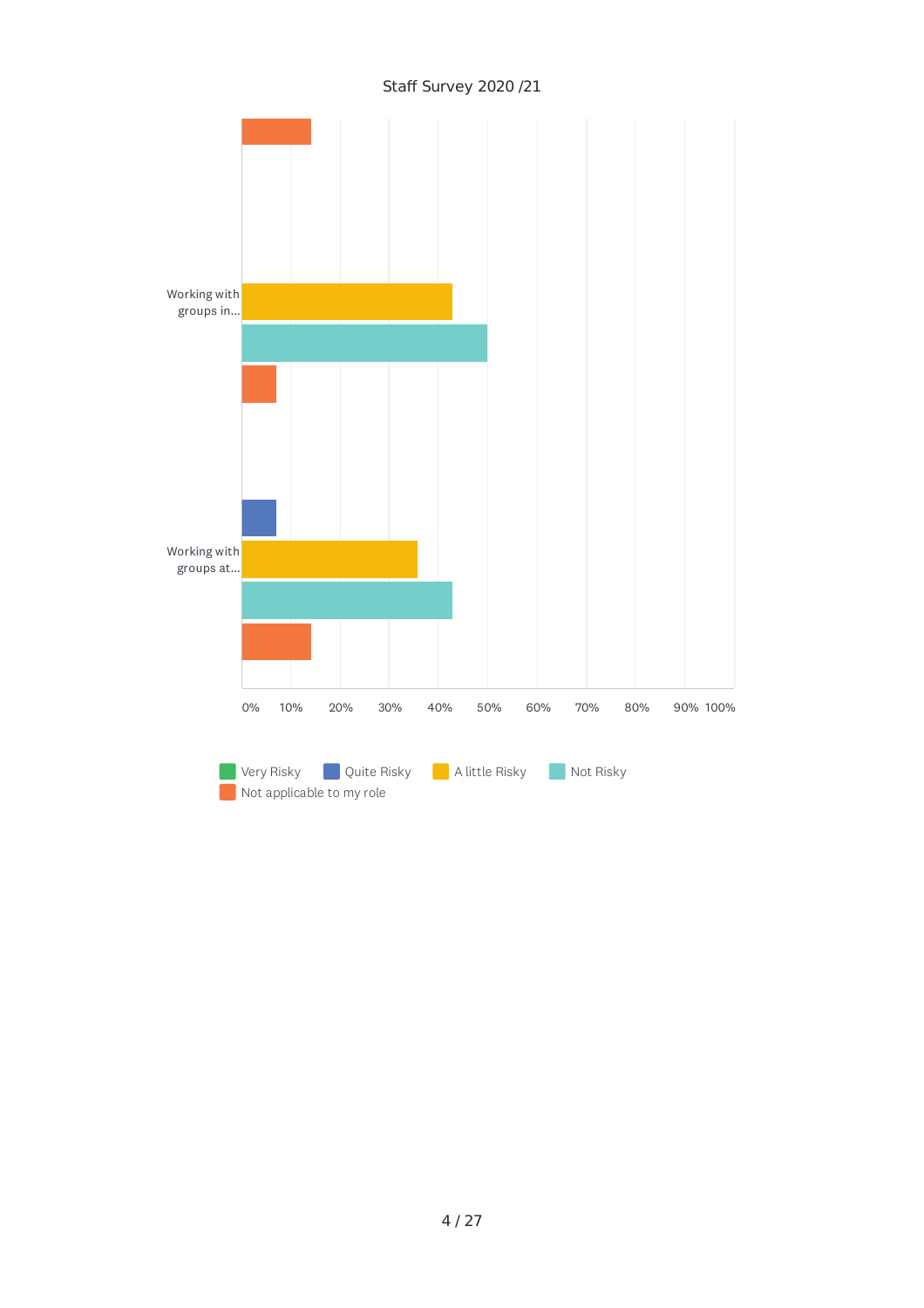Staff Survey 2020 /21

Working with groups in...

Working with groups at...

0% 10% 20% 30% 40% 50% 60% 70% 80% 90% 100%

Very Risky | Quite Risky | A little Risky | Not Risky | Not applicable to my role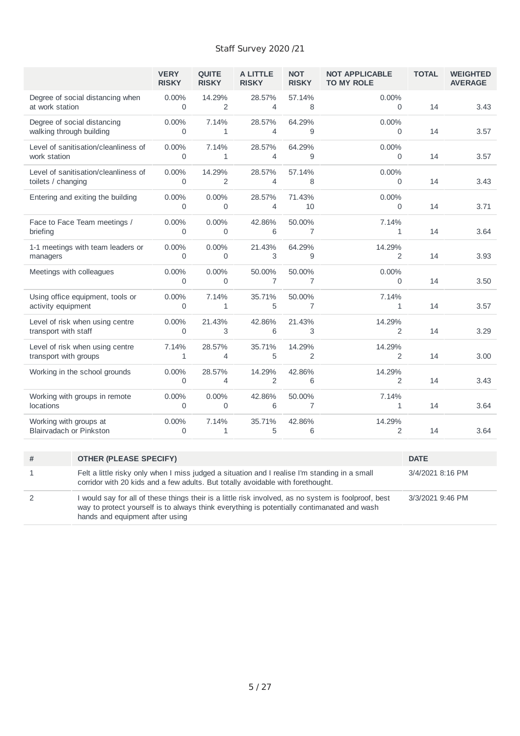Staff Survey 2020 /21

| | VERY RISKY | QUITE RISKY | A LITTLE RISKY | NOT RISKY | NOT APPLICABLE TO MY ROLE | TOTAL | WEIGHTED AVERAGE |
|---|---|---|---|---|---|---|---|
| Degree of social distancing when at work station | 0.00% 0 | 14.29% 2 | 28.57% 4 | 57.14% 8 | 0.00% 0 | 14 | 3.43 |
| Degree of social distancing walking through building | 0.00% 0 | 7.14% 1 | 28.57% 4 | 64.29% 9 | 0.00% 0 | 14 | 3.57 |
| Level of sanitisation/cleanliness of work station | 0.00% 0 | 7.14% 1 | 28.57% 4 | 64.29% 9 | 0.00% 0 | 14 | 3.57 |
| Level of sanitisation/cleanliness of toilets / changing | 0.00% 0 | 14.29% 2 | 28.57% 4 | 57.14% 8 | 0.00% 0 | 14 | 3.43 |
| Entering and exiting the building | 0.00% 0 | 0.00% 0 | 28.57% 4 | 71.43% 10 | 0.00% 0 | 14 | 3.71 |
| Face to Face Team meetings / briefing | 0.00% 0 | 0.00% 0 | 42.86% 6 | 50.00% 7 | 7.14% 1 | 14 | 3.64 |
| 1-1 meetings with team leaders or managers | 0.00% 0 | 0.00% 0 | 21.43% 3 | 64.29% 9 | 14.29% 2 | 14 | 3.93 |
| Meetings with colleagues | 0.00% 0 | 0.00% 0 | 50.00% 7 | 50.00% 7 | 0.00% 0 | 14 | 3.50 |
| Using office equipment, tools or activity equipment | 0.00% 0 | 7.14% 1 | 35.71% 5 | 50.00% 7 | 7.14% 1 | 14 | 3.57 |
| Level of risk when using centre transport with staff | 0.00% 0 | 21.43% 3 | 42.86% 6 | 21.43% 3 | 14.29% 2 | 14 | 3.29 |
| Level of risk when using centre transport with groups | 7.14% 1 | 28.57% 4 | 35.71% 5 | 14.29% 2 | 14.29% 2 | 14 | 3.00 |
| Working in the school grounds | 0.00% 0 | 28.57% 4 | 14.29% 2 | 42.86% 6 | 14.29% 2 | 14 | 3.43 |
| Working with groups in remote locations | 0.00% 0 | 0.00% 0 | 42.86% 6 | 50.00% 7 | 7.14% 1 | 14 | 3.64 |
| Working with groups at Blairvadach or Pinkston | 0.00% 0 | 7.14% 1 | 35.71% 5 | 42.86% 6 | 14.29% 2 | 14 | 3.64 |

| # | OTHER (PLEASE SPECIFY) | DATE |
|---|---|---|
| 1 | Felt a little risky only when I miss judged a situation and I realise I'm standing in a small corridor with 20 kids and a few adults. But totally avoidable with forethought. | 3/4/2021 8:16 PM |
| 2 | I would say for all of these things their is a little risk involved, as no system is foolproof, best way to protect yourself is to always think everything is potentially contimanated and wash hands and equipment after using | 3/3/2021 9:46 PM |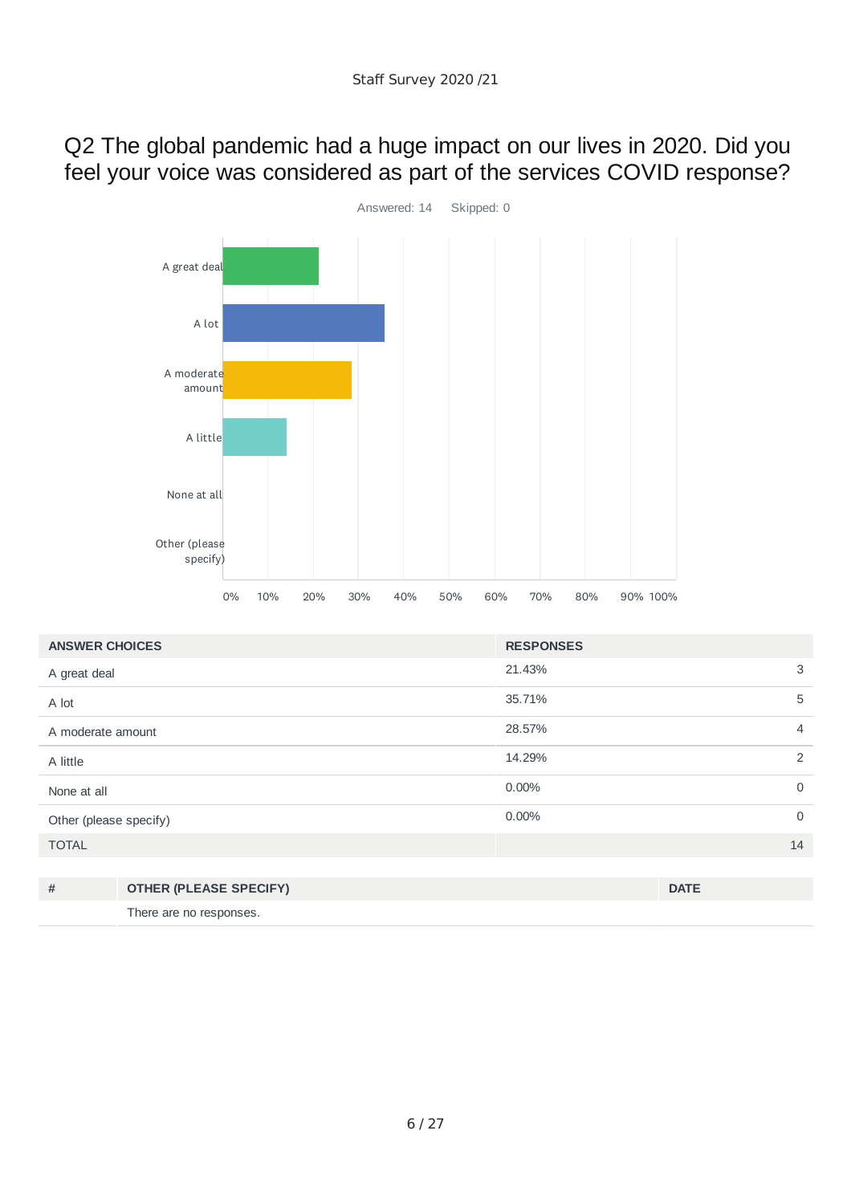# Q2 The global pandemic had a huge impact on our lives in 2020. Did you feel your voice was considered as part of the services COVID response?

Answered: 14    Skipped: 0

| ANSWER CHOICES | RESPONSES | |
|---|---|---|
| A great deal | 21.43% | 3 |
| A lot | 35.71% | 5 |
| A moderate amount | 28.57% | 4 |
| A little | 14.29% | 2 |
| None at all | 0.00% | 0 |
| Other (please specify) | 0.00% | 0 |
| TOTAL | | 14 |

| # | OTHER (PLEASE SPECIFY) | DATE |
|---|---|---|
| | There are no responses. | |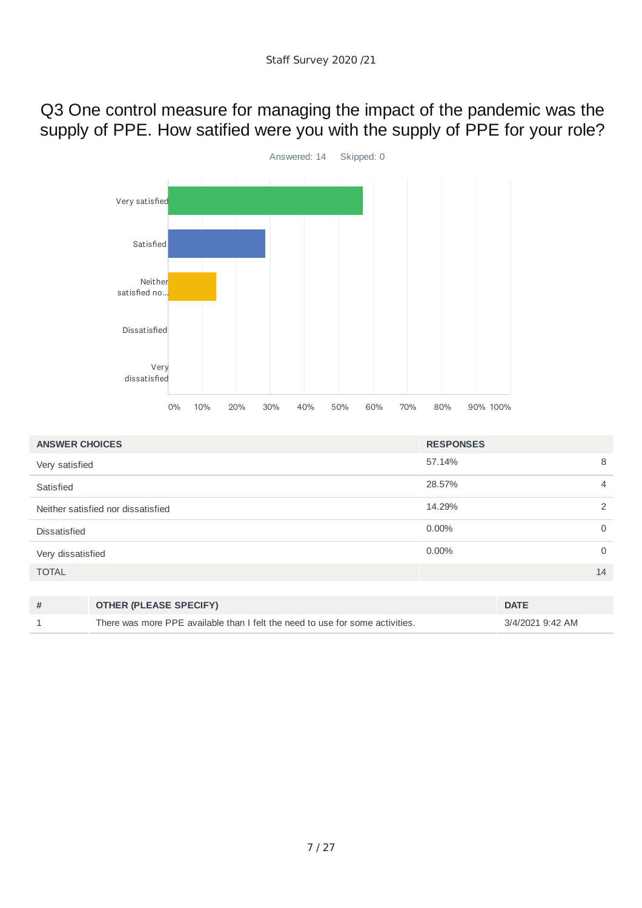# Q3 One control measure for managing the impact of the pandemic was the supply of PPE. How satified were you with the supply of PPE for your role?

Answered: 14    Skipped: 0

| ANSWER CHOICES | RESPONSES | |
|---|---|---|
| Very satisfied | 57.14% | 8 |
| Satisfied | 28.57% | 4 |
| Neither satisfied nor dissatisfied | 14.29% | 2 |
| Dissatisfied | 0.00% | 0 |
| Very dissatisfied | 0.00% | 0 |
| TOTAL | | 14 |

| # | OTHER (PLEASE SPECIFY) | DATE |
|---|---|---|
| 1 | There was more PPE available than I felt the need to use for some activities. | 3/4/2021 9:42 AM |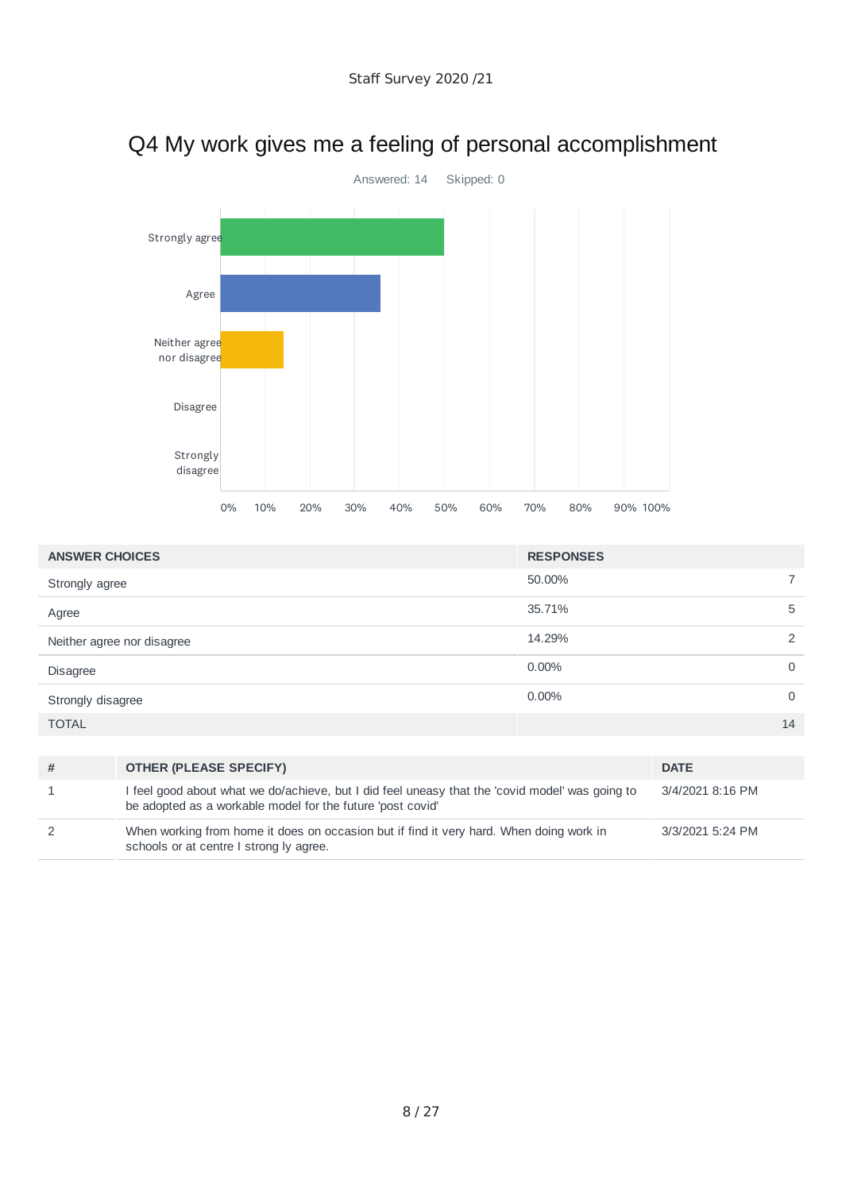# Q4 My work gives me a feeling of personal accomplishment

Answered: 14    Skipped: 0

| ANSWER CHOICES | RESPONSES | |
|---|---|---|
| Strongly agree | 50.00% | 7 |
| Agree | 35.71% | 5 |
| Neither agree nor disagree | 14.29% | 2 |
| Disagree | 0.00% | 0 |
| Strongly disagree | 0.00% | 0 |
| TOTAL | | 14 |

| # | OTHER (PLEASE SPECIFY) | DATE |
|---|---|---|
| 1 | I feel good about what we do/achieve, but I did feel uneasy that the 'covid model' was going to be adopted as a workable model for the future 'post covid' | 3/4/2021 8:16 PM |
| 2 | When working from home it does on occasion but if find it very hard. When doing work in schools or at centre I strong ly agree. | 3/3/2021 5:24 PM |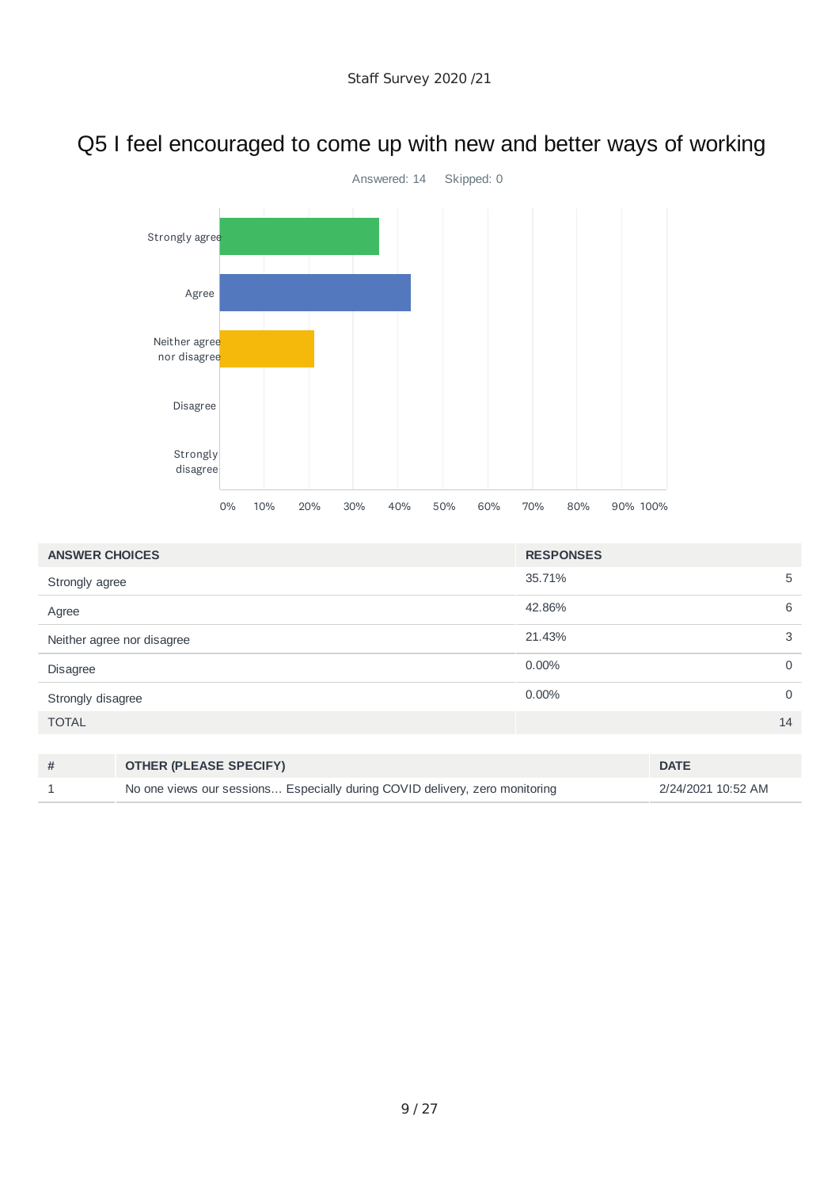Staff Survey 2020 /21

# Q5 I feel encouraged to come up with new and better ways of working

Answered: 14    Skipped: 0

| ANSWER CHOICES | RESPONSES | |
|---|---|---|
| Strongly agree | 35.71% | 5 |
| Agree | 42.86% | 6 |
| Neither agree nor disagree | 21.43% | 3 |
| Disagree | 0.00% | 0 |
| Strongly disagree | 0.00% | 0 |
| TOTAL | | 14 |

| # | OTHER (PLEASE SPECIFY) | DATE |
|---|---|---|
| 1 | No one views our sessions... Especially during COVID delivery, zero monitoring | 2/24/2021 10:52 AM |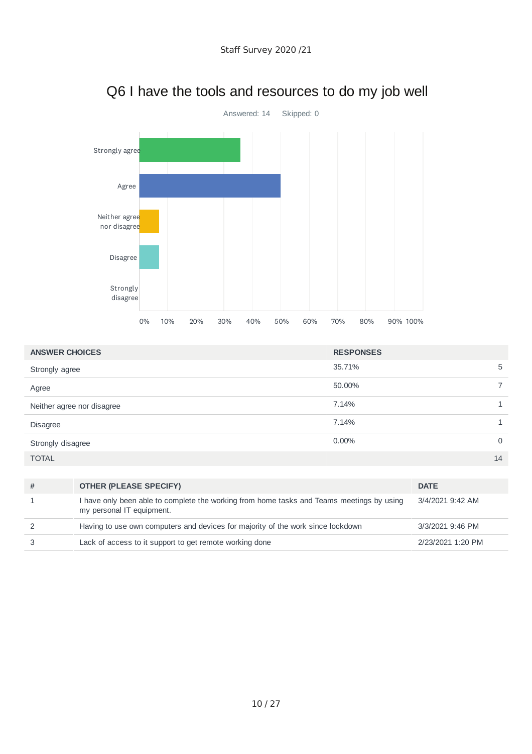# Q6 I have the tools and resources to do my job well

Answered: 14    Skipped: 0

| ANSWER CHOICES | RESPONSES | |
|---|---|---|
| Strongly agree | 35.71% | 5 |
| Agree | 50.00% | 7 |
| Neither agree nor disagree | 7.14% | 1 |
| Disagree | 7.14% | 1 |
| Strongly disagree | 0.00% | 0 |
| TOTAL | | 14 |

| # | OTHER (PLEASE SPECIFY) | DATE |
|---|---|---|
| 1 | I have only been able to complete the working from home tasks and Teams meetings by using my personal IT equipment. | 3/4/2021 9:42 AM |
| 2 | Having to use own computers and devices for majority of the work since lockdown | 3/3/2021 9:46 PM |
| 3 | Lack of access to it support to get remote working done | 2/23/2021 1:20 PM |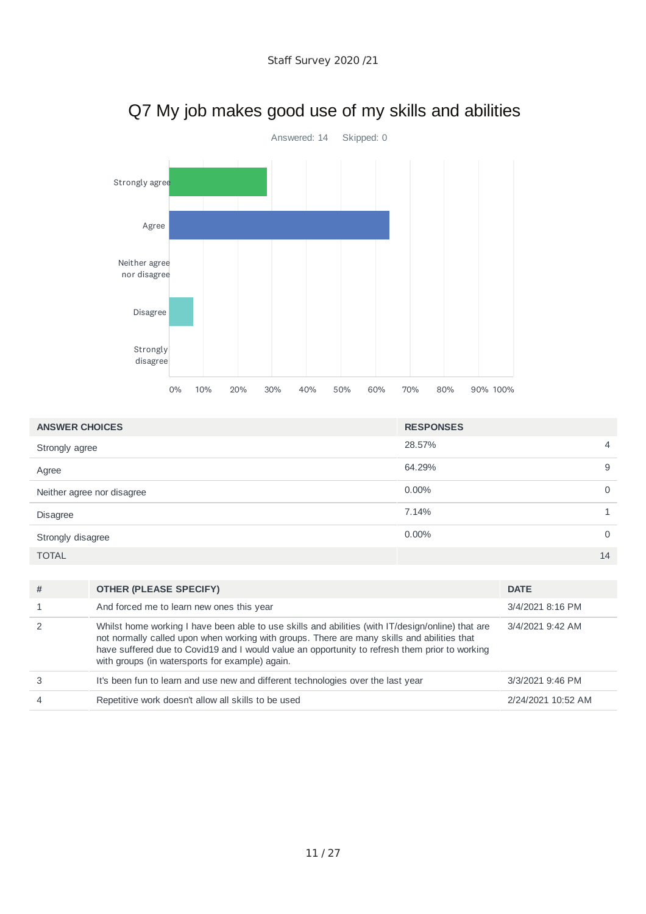# Q7 My job makes good use of my skills and abilities

Answered: 14 Skipped: 0

| ANSWER CHOICES | RESPONSES | |
|---|---|---|
| Strongly agree | 28.57% | 4 |
| Agree | 64.29% | 9 |
| Neither agree nor disagree | 0.00% | 0 |
| Disagree | 7.14% | 1 |
| Strongly disagree | 0.00% | 0 |
| TOTAL | | 14 |

| # | OTHER (PLEASE SPECIFY) | DATE |
|---|---|---|
| 1 | And forced me to learn new ones this year | 3/4/2021 8:16 PM |
| 2 | Whilst home working I have been able to use skills and abilities (with IT/design/online) that are not normally called upon when working with groups. There are many skills and abilities that have suffered due to Covid19 and I would value an opportunity to refresh them prior to working with groups (in watersports for example) again. | 3/4/2021 9:42 AM |
| 3 | It's been fun to learn and use new and different technologies over the last year | 3/3/2021 9:46 PM |
| 4 | Repetitive work doesn't allow all skills to be used | 2/24/2021 10:52 AM |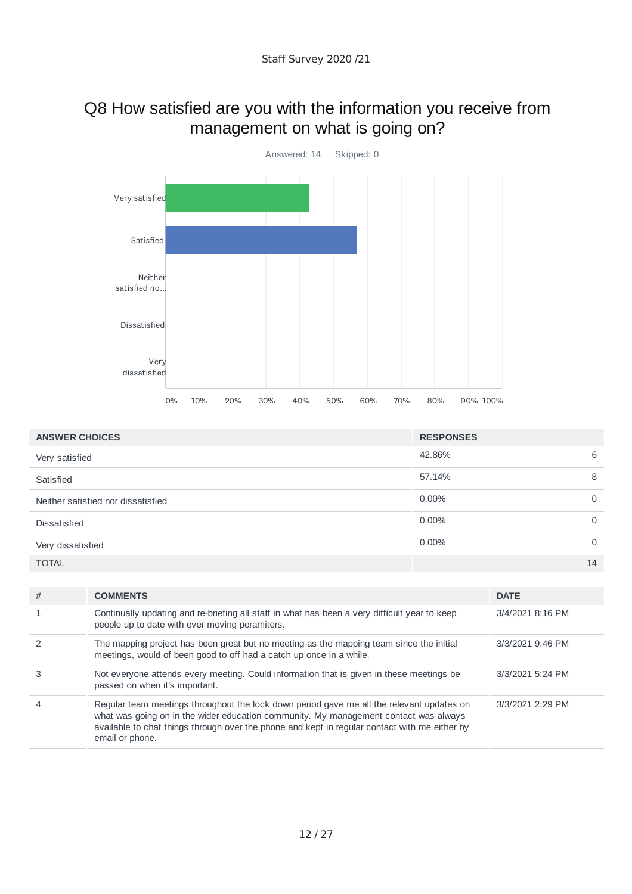# Q8 How satisfied are you with the information you receive from management on what is going on?

Answered: 14 Skipped: 0

| ANSWER CHOICES | RESPONSES | |
|---|---|---|
| Very satisfied | 42.86% | 6 |
| Satisfied | 57.14% | 8 |
| Neither satisfied nor dissatisfied | 0.00% | 0 |
| Dissatisfied | 0.00% | 0 |
| Very dissatisfied | 0.00% | 0 |
| TOTAL | | 14 |

| # | COMMENTS | DATE |
|---|---|---|
| 1 | Continually updating and re-briefing all staff in what has been a very difficult year to keep people up to date with ever moving peramiters. | 3/4/2021 8:16 PM |
| 2 | The mapping project has been great but no meeting as the mapping team since the initial meetings, would of been good to off had a catch up once in a while. | 3/3/2021 9:46 PM |
| 3 | Not everyone attends every meeting. Could information that is given in these meetings be passed on when it's important. | 3/3/2021 5:24 PM |
| 4 | Regular team meetings throughout the lock down period gave me all the relevant updates on what was going on in the wider education community. My management contact was always available to chat things through over the phone and kept in regular contact with me either by email or phone. | 3/3/2021 2:29 PM |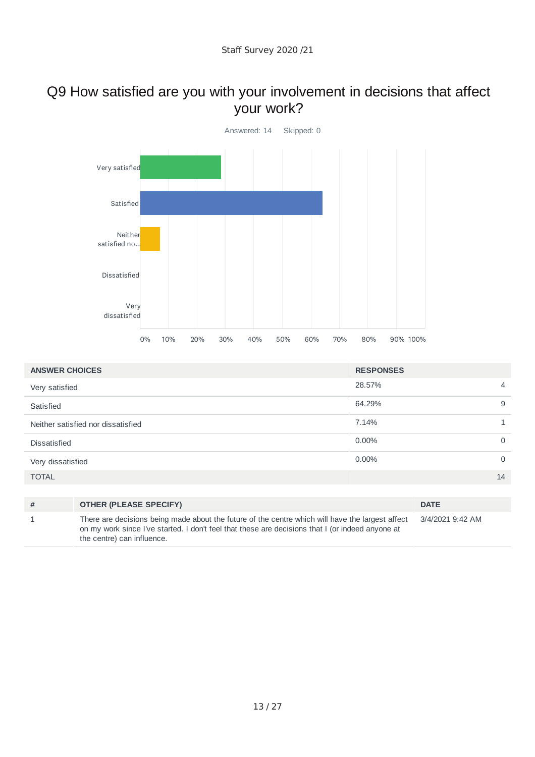# Q9 How satisfied are you with your involvement in decisions that affect your work?

Answered: 14    Skipped: 0

| ANSWER CHOICES | RESPONSES | |
|---|---|---|
| Very satisfied | 28.57% | 4 |
| Satisfied | 64.29% | 9 |
| Neither satisfied nor dissatisfied | 7.14% | 1 |
| Dissatisfied | 0.00% | 0 |
| Very dissatisfied | 0.00% | 0 |
| TOTAL | | 14 |

| # | OTHER (PLEASE SPECIFY) | DATE |
|---|---|---|
| 1 | There are decisions being made about the future of the centre which will have the largest affect on my work since I've started. I don't feel that these are decisions that I (or indeed anyone at the centre) can influence. | 3/4/2021 9:42 AM |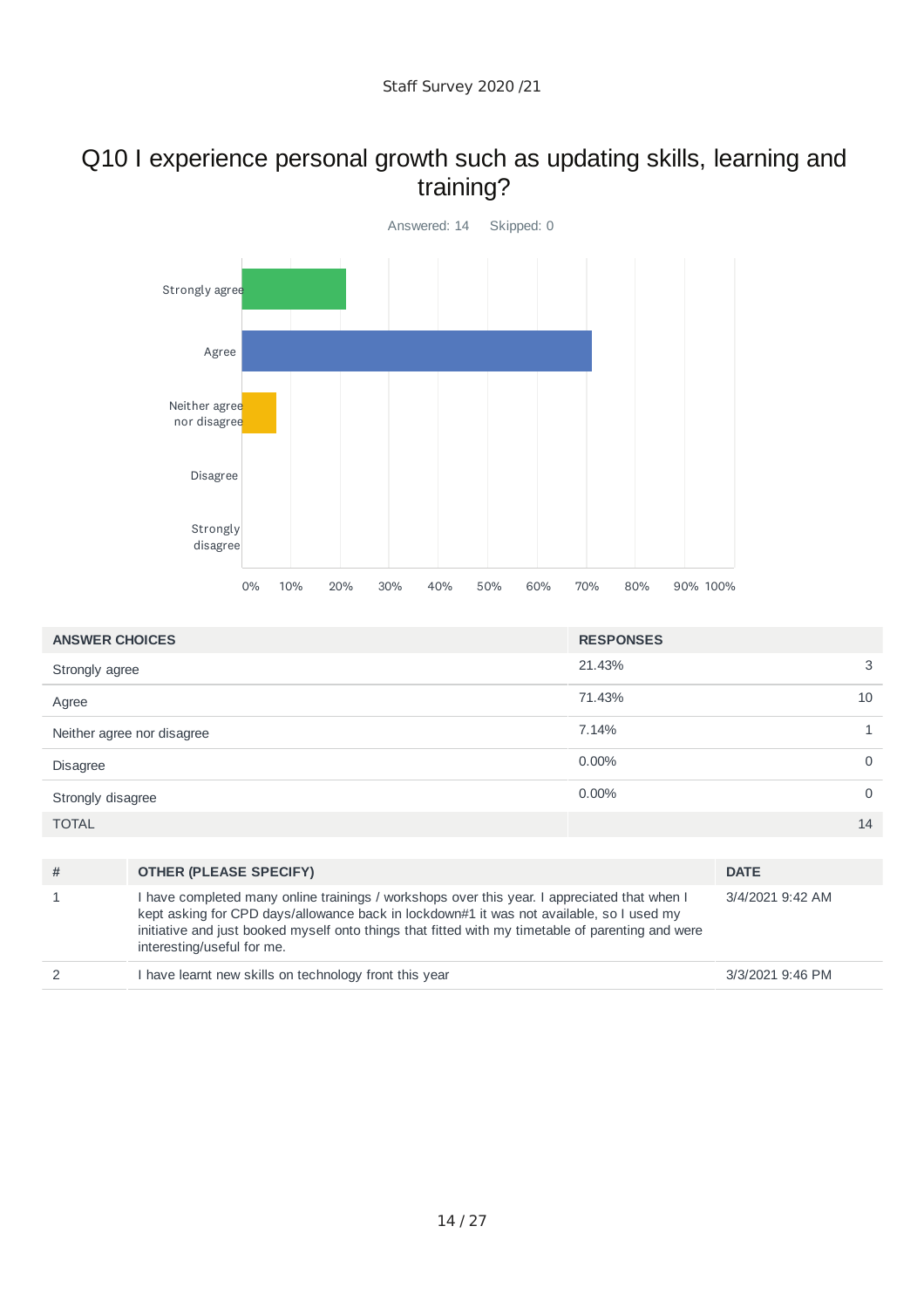Staff Survey 2020 /21

# Q10 I experience personal growth such as updating skills, learning and training?

Answered: 14 Skipped: 0

| ANSWER CHOICES | RESPONSES | |
|---|---|---|
| Strongly agree | 21.43% | 3 |
| Agree | 71.43% | 10 |
| Neither agree nor disagree | 7.14% | 1 |
| Disagree | 0.00% | 0 |
| Strongly disagree | 0.00% | 0 |
| TOTAL | | 14 |

| # | OTHER (PLEASE SPECIFY) | DATE |
|---|---|---|
| 1 | I have completed many online trainings / workshops over this year. I appreciated that when I kept asking for CPD days/allowance back in lockdown#1 it was not available, so I used my initiative and just booked myself onto things that fitted with my timetable of parenting and were interesting/useful for me. | 3/4/2021 9:42 AM |
| 2 | I have learnt new skills on technology front this year | 3/3/2021 9:46 PM |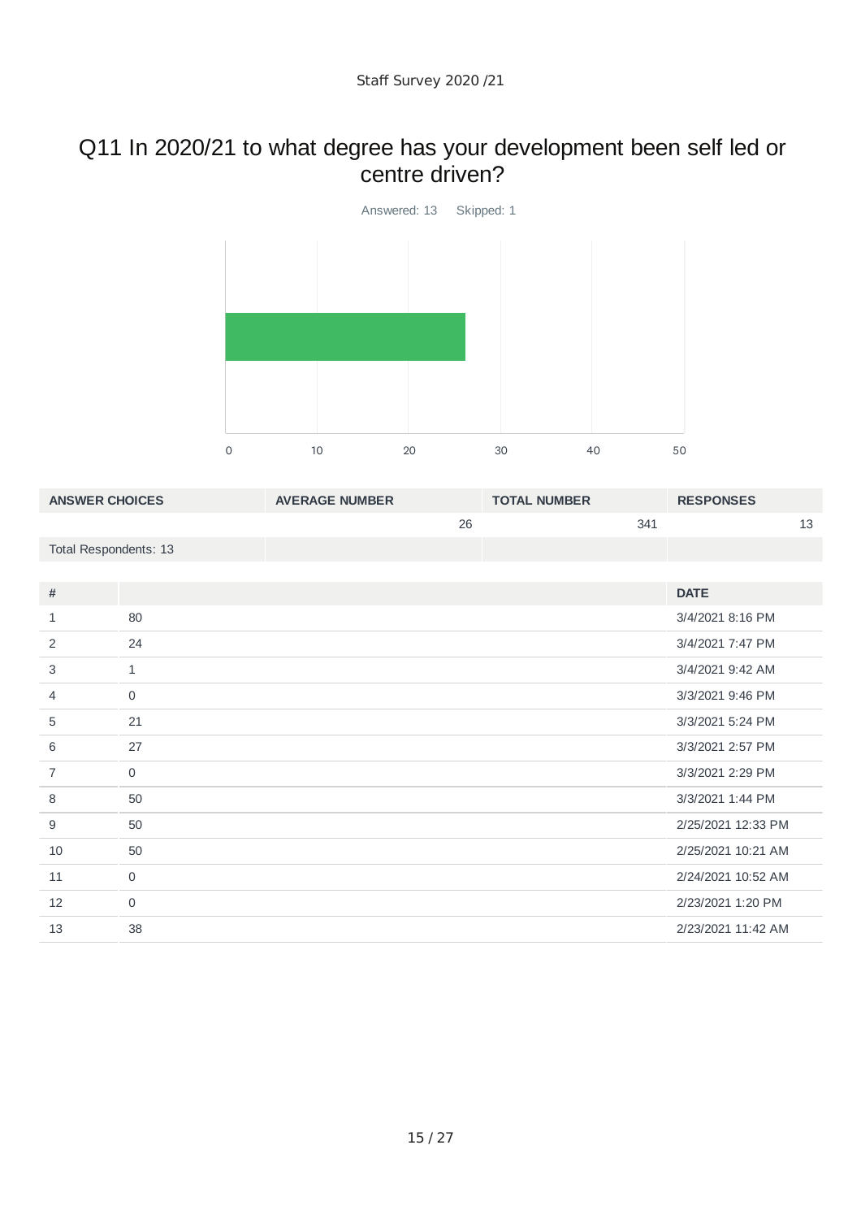# Q11 In 2020/21 to what degree has your development been self led or centre driven?

Answered: 13 Skipped: 1

| ANSWER CHOICES | AVERAGE NUMBER | TOTAL NUMBER | RESPONSES |
|---|---|---|---|
| | 26 | 341 | 13 |
| Total Respondents: 13 | | | |

| # | | DATE |
|---|---|---|
| 1 | 80 | 3/4/2021 8:16 PM |
| 2 | 24 | 3/4/2021 7:47 PM |
| 3 | 1 | 3/4/2021 9:42 AM |
| 4 | 0 | 3/3/2021 9:46 PM |
| 5 | 21 | 3/3/2021 5:24 PM |
| 6 | 27 | 3/3/2021 2:57 PM |
| 7 | 0 | 3/3/2021 2:29 PM |
| 8 | 50 | 3/3/2021 1:44 PM |
| 9 | 50 | 2/25/2021 12:33 PM |
| 10 | 50 | 2/25/2021 10:21 AM |
| 11 | 0 | 2/24/2021 10:52 AM |
| 12 | 0 | 2/23/2021 1:20 PM |
| 13 | 38 | 2/23/2021 11:42 AM |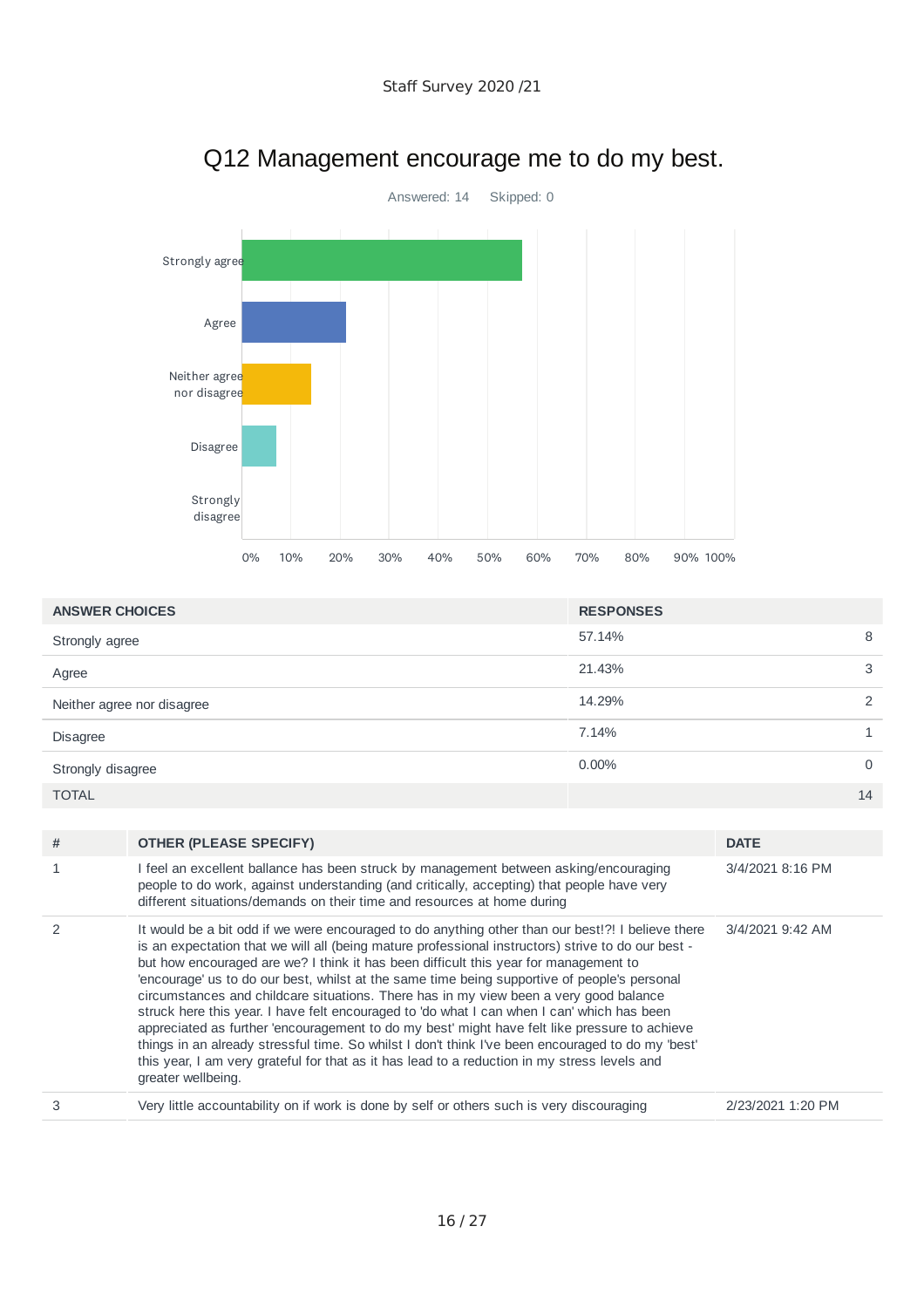Staff Survey 2020 /21

# Q12 Management encourage me to do my best.

Answered: 14    Skipped: 0

| ANSWER CHOICES | RESPONSES | |
|---|---|---|
| Strongly agree | 57.14% | 8 |
| Agree | 21.43% | 3 |
| Neither agree nor disagree | 14.29% | 2 |
| Disagree | 7.14% | 1 |
| Strongly disagree | 0.00% | 0 |
| TOTAL | | 14 |

| # | OTHER (PLEASE SPECIFY) | DATE |
|---|---|---|
| 1 | I feel an excellent ballance has been struck by management between asking/encouraging people to do work, against understanding (and critically, accepting) that people have very different situations/demands on their time and resources at home during | 3/4/2021 8:16 PM |
| 2 | It would be a bit odd if we were encouraged to do anything other than our best!?! I believe there is an expectation that we will all (being mature professional instructors) strive to do our best - but how encouraged are we? I think it has been difficult this year for management to 'encourage' us to do our best, whilst at the same time being supportive of people's personal circumstances and childcare situations. There has in my view been a very good balance struck here this year. I have felt encouraged to 'do what I can when I can' which has been appreciated as further 'encouragement to do my best' might have felt like pressure to achieve things in an already stressful time. So whilst I don't think I've been encouraged to do my 'best' this year, I am very grateful for that as it has lead to a reduction in my stress levels and greater wellbeing. | 3/4/2021 9:42 AM |
| 3 | Very little accountability on if work is done by self or others such is very discouraging | 2/23/2021 1:20 PM |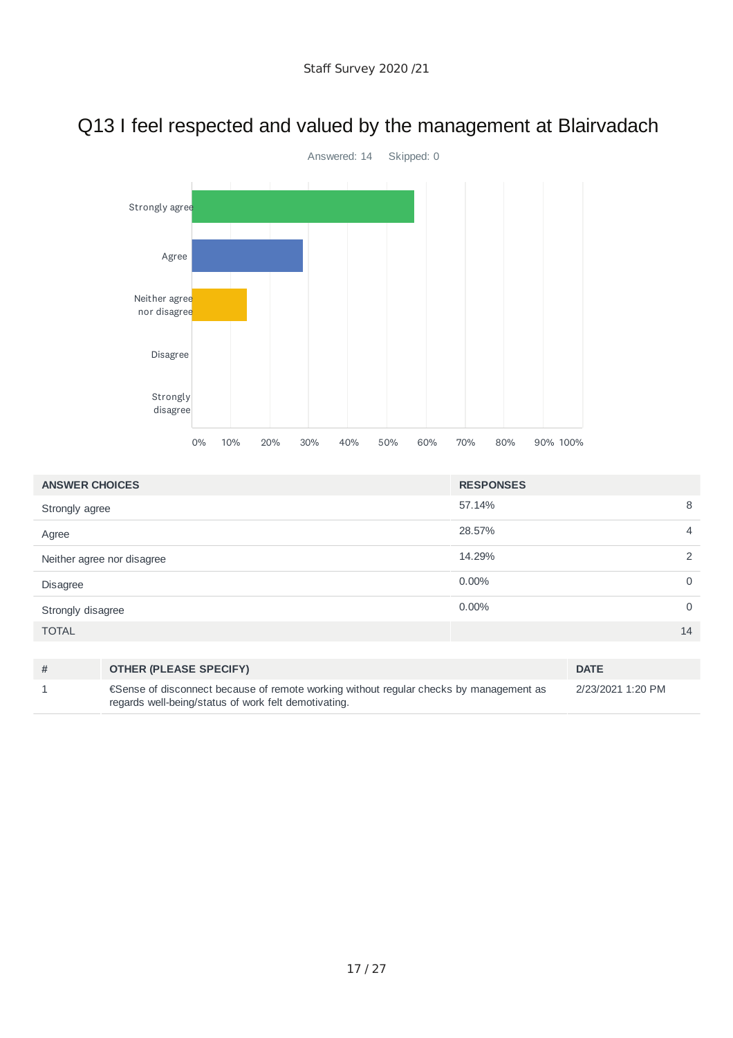# Q13 I feel respected and valued by the management at Blairvadach

Answered: 14    Skipped: 0

| ANSWER CHOICES | RESPONSES | |
|---|---|---|
| Strongly agree | 57.14% | 8 |
| Agree | 28.57% | 4 |
| Neither agree nor disagree | 14.29% | 2 |
| Disagree | 0.00% | 0 |
| Strongly disagree | 0.00% | 0 |
| TOTAL | | 14 |

| # | OTHER (PLEASE SPECIFY) | DATE |
|---|---|---|
| 1 | €Sense of disconnect because of remote working without regular checks by management as regards well-being/status of work felt demotivating. | 2/23/2021 1:20 PM |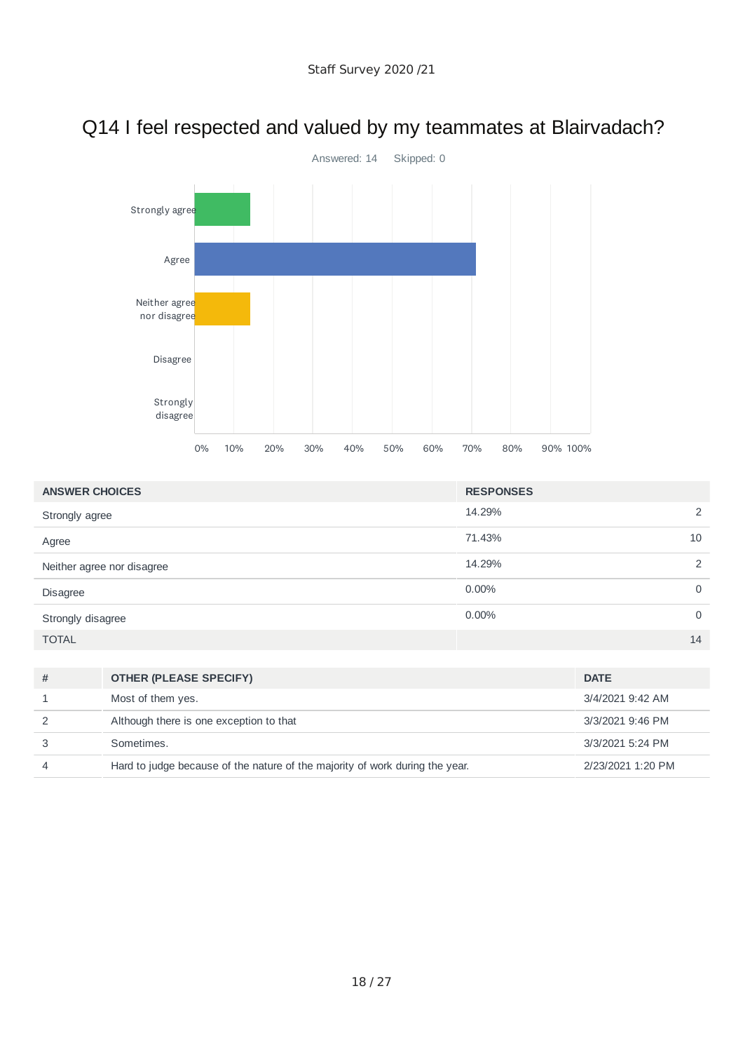Staff Survey 2020 /21

# Q14 I feel respected and valued by my teammates at Blairvadach?

Answered: 14 Skipped: 0

| ANSWER CHOICES | RESPONSES | |
|---|---|---|
| Strongly agree | 14.29% | 2 |
| Agree | 71.43% | 10 |
| Neither agree nor disagree | 14.29% | 2 |
| Disagree | 0.00% | 0 |
| Strongly disagree | 0.00% | 0 |
| TOTAL | | 14 |

| # | OTHER (PLEASE SPECIFY) | DATE |
|---|---|---|
| 1 | Most of them yes. | 3/4/2021 9:42 AM |
| 2 | Although there is one exception to that | 3/3/2021 9:46 PM |
| 3 | Sometimes. | 3/3/2021 5:24 PM |
| 4 | Hard to judge because of the nature of the majority of work during the year. | 2/23/2021 1:20 PM |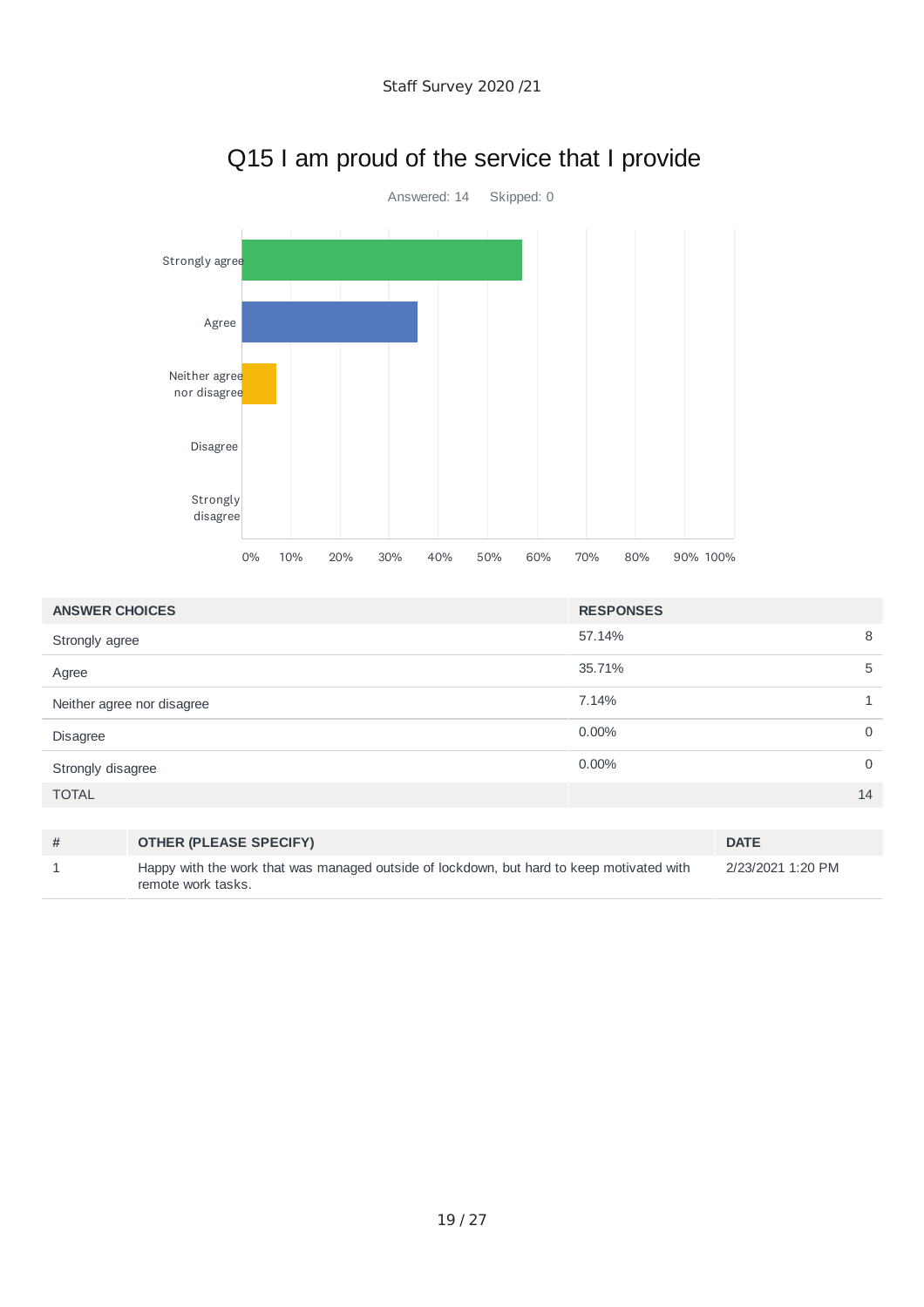# Q15 I am proud of the service that I provide

Answered: 14 Skipped: 0

| ANSWER CHOICES | RESPONSES | |
|---|---|---|
| Strongly agree | 57.14% | 8 |
| Agree | 35.71% | 5 |
| Neither agree nor disagree | 7.14% | 1 |
| Disagree | 0.00% | 0 |
| Strongly disagree | 0.00% | 0 |
| TOTAL | | 14 |

| # | OTHER (PLEASE SPECIFY) | DATE |
|---|---|---|
| 1 | Happy with the work that was managed outside of lockdown, but hard to keep motivated with remote work tasks. | 2/23/2021 1:20 PM |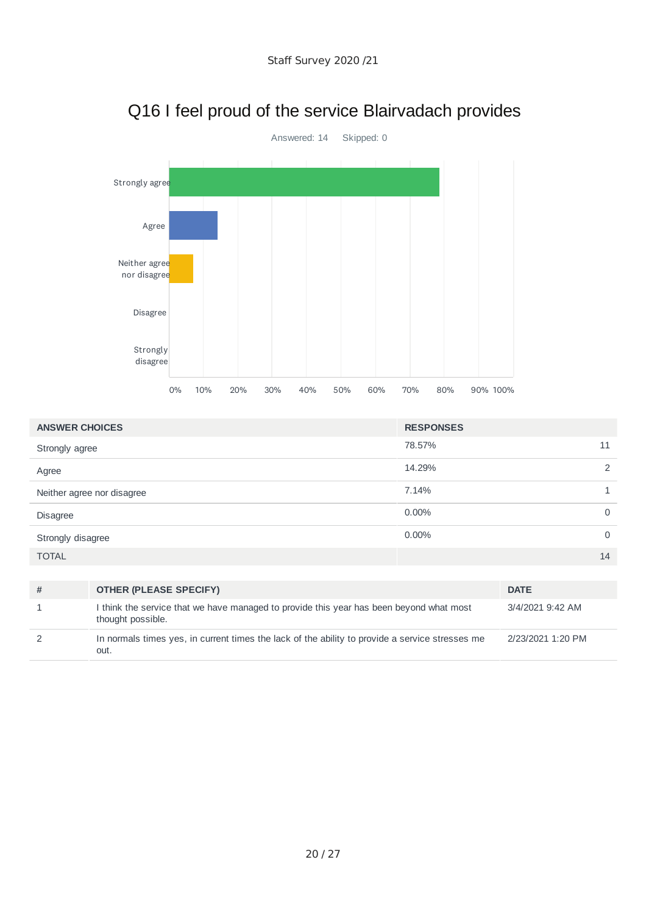# Q16 I feel proud of the service Blairvadach provides

Answered: 14 Skipped: 0

| ANSWER CHOICES | RESPONSES | |
|---|---|---|
| Strongly agree | 78.57% | 11 |
| Agree | 14.29% | 2 |
| Neither agree nor disagree | 7.14% | 1 |
| Disagree | 0.00% | 0 |
| Strongly disagree | 0.00% | 0 |
| TOTAL | | 14 |

| # | OTHER (PLEASE SPECIFY) | DATE |
|---|---|---|
| 1 | I think the service that we have managed to provide this year has been beyond what most thought possible. | 3/4/2021 9:42 AM |
| 2 | In normals times yes, in current times the lack of the ability to provide a service stresses me out. | 2/23/2021 1:20 PM |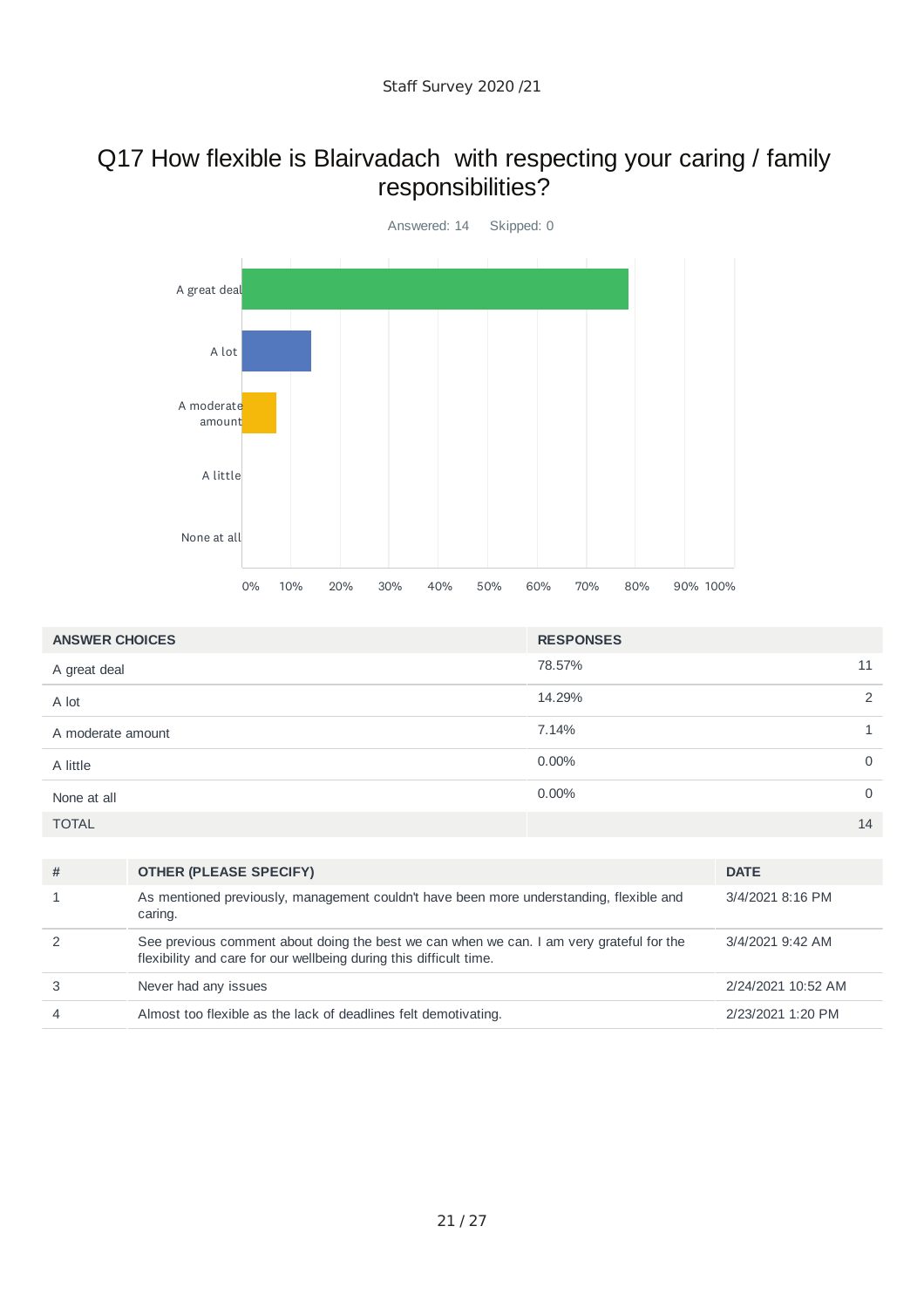# Q17 How flexible is Blairvadach with respecting your caring / family responsibilities?

Answered: 14 Skipped: 0

| ANSWER CHOICES | RESPONSES | |
|---|---|---|
| A great deal | 78.57% | 11 |
| A lot | 14.29% | 2 |
| A moderate amount | 7.14% | 1 |
| A little | 0.00% | 0 |
| None at all | 0.00% | 0 |
| TOTAL | | 14 |

| # | OTHER (PLEASE SPECIFY) | DATE |
|---|---|---|
| 1 | As mentioned previously, management couldn't have been more understanding, flexible and caring. | 3/4/2021 8:16 PM |
| 2 | See previous comment about doing the best we can when we can. I am very grateful for the flexibility and care for our wellbeing during this difficult time. | 3/4/2021 9:42 AM |
| 3 | Never had any issues | 2/24/2021 10:52 AM |
| 4 | Almost too flexible as the lack of deadlines felt demotivating. | 2/23/2021 1:20 PM |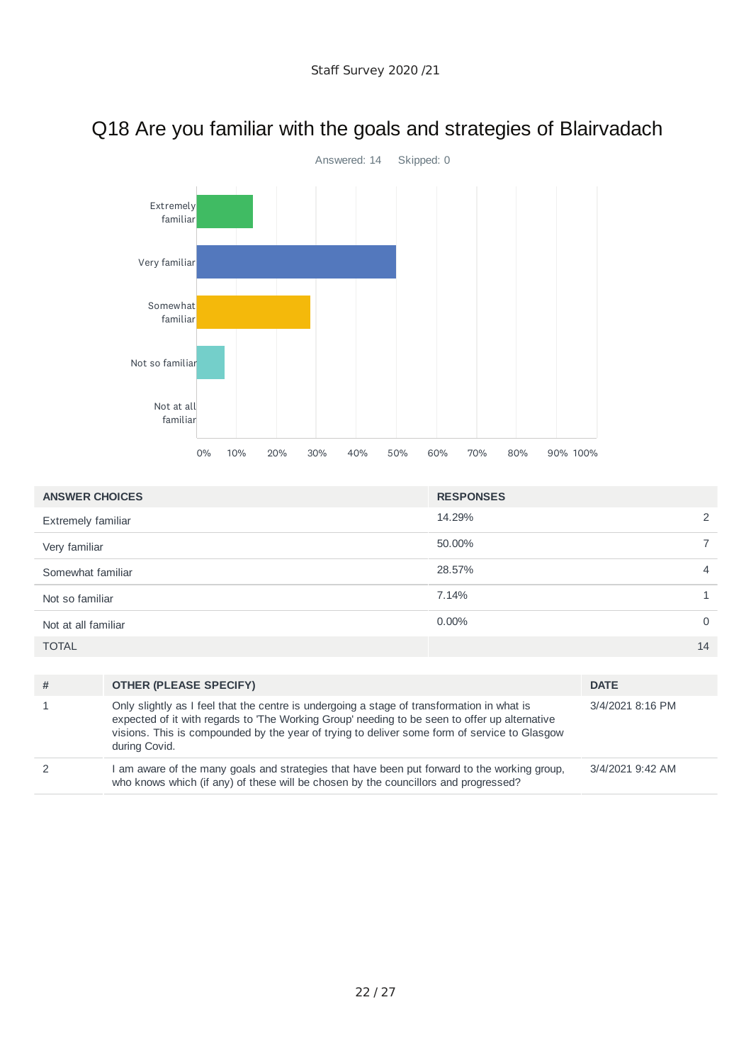# Q18 Are you familiar with the goals and strategies of Blairvadach

Answered: 14 Skipped: 0

| ANSWER CHOICES | RESPONSES | |
|---|---|---|
| Extremely familiar | 14.29% | 2 |
| Very familiar | 50.00% | 7 |
| Somewhat familiar | 28.57% | 4 |
| Not so familiar | 7.14% | 1 |
| Not at all familiar | 0.00% | 0 |
| TOTAL | | 14 |

| # | OTHER (PLEASE SPECIFY) | DATE |
|---|---|---|
| 1 | Only slightly as I feel that the centre is undergoing a stage of transformation in what is expected of it with regards to 'The Working Group' needing to be seen to offer up alternative visions. This is compounded by the year of trying to deliver some form of service to Glasgow during Covid. | 3/4/2021 8:16 PM |
| 2 | I am aware of the many goals and strategies that have been put forward to the working group, who knows which (if any) of these will be chosen by the councillors and progressed? | 3/4/2021 9:42 AM |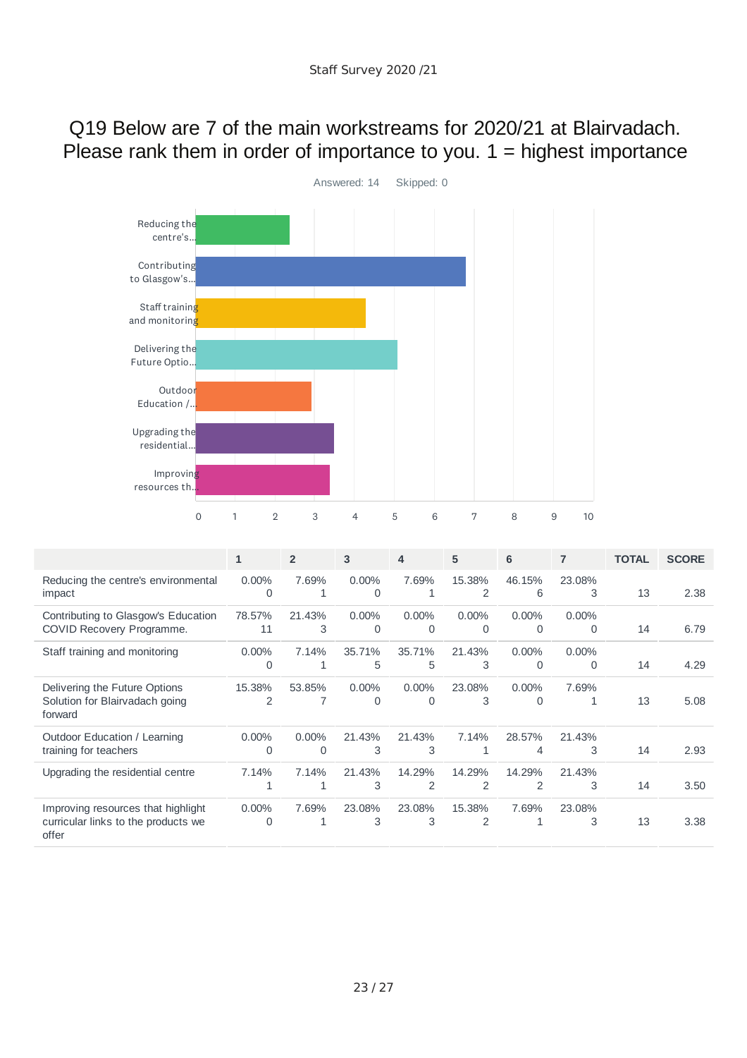# Q19 Below are 7 of the main workstreams for 2020/21 at Blairvadach. Please rank them in order of importance to you. 1 = highest importance

Answered: 14 Skipped: 0

| | 1 | 2 | 3 | 4 | 5 | 6 | 7 | TOTAL | SCORE |
|---|---|---|---|---|---|---|---|---|---|
| Reducing the centre's environmental impact | 0.00% 0 | 7.69% 1 | 0.00% 0 | 7.69% 1 | 15.38% 2 | 46.15% 6 | 23.08% 3 | 13 | 2.38 |
| Contributing to Glasgow's Education COVID Recovery Programme. | 78.57% 11 | 21.43% 3 | 0.00% 0 | 0.00% 0 | 0.00% 0 | 0.00% 0 | 0.00% 0 | 14 | 6.79 |
| Staff training and monitoring | 0.00% 0 | 7.14% 1 | 35.71% 5 | 35.71% 5 | 21.43% 3 | 0.00% 0 | 0.00% 0 | 14 | 4.29 |
| Delivering the Future Options Solution for Blairvadach going forward | 15.38% 2 | 53.85% 7 | 0.00% 0 | 0.00% 0 | 23.08% 3 | 0.00% 0 | 7.69% 1 | 13 | 5.08 |
| Outdoor Education / Learning training for teachers | 0.00% 0 | 0.00% 0 | 21.43% 3 | 21.43% 3 | 7.14% 1 | 28.57% 4 | 21.43% 3 | 14 | 2.93 |
| Upgrading the residential centre | 7.14% 1 | 7.14% 1 | 21.43% 3 | 14.29% 2 | 14.29% 2 | 14.29% 2 | 21.43% 3 | 14 | 3.50 |
| Improving resources that highlight curricular links to the products we offer | 0.00% 0 | 7.69% 1 | 23.08% 3 | 23.08% 3 | 15.38% 2 | 7.69% 1 | 23.08% 3 | 13 | 3.38 |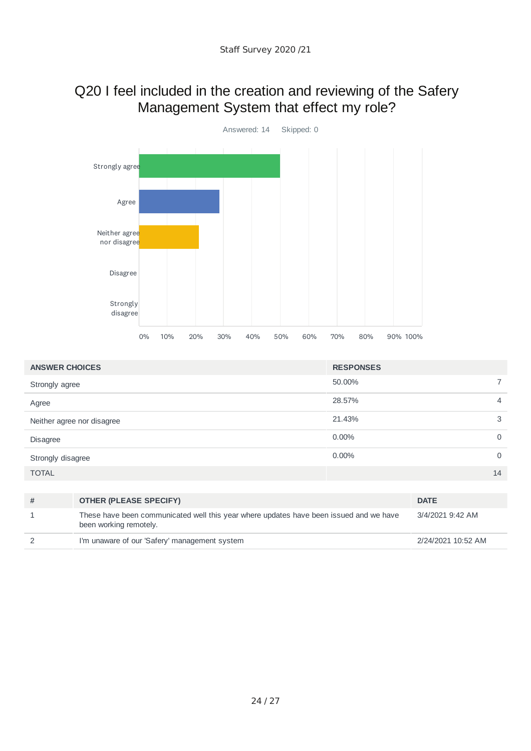Staff Survey 2020 /21

## Q20 I feel included in the creation and reviewing of the Safery Management System that effect my role?

Answered: 14 Skipped: 0

| ANSWER CHOICES | RESPONSES | |
|---|---|---|
| Strongly agree | 50.00% | 7 |
| Agree | 28.57% | 4 |
| Neither agree nor disagree | 21.43% | 3 |
| Disagree | 0.00% | 0 |
| Strongly disagree | 0.00% | 0 |
| TOTAL | | 14 |

| # | OTHER (PLEASE SPECIFY) | DATE |
|---|---|---|
| 1 | These have been communicated well this year where updates have been issued and we have been working remotely. | 3/4/2021 9:42 AM |
| 2 | I'm unaware of our 'Safery' management system | 2/24/2021 10:52 AM |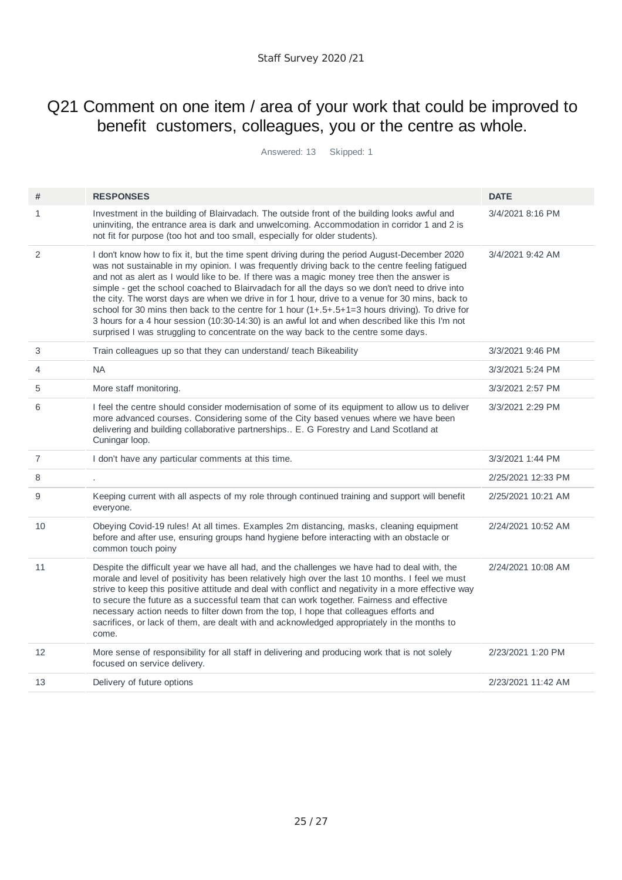Staff Survey 2020 /21

# Q21 Comment on one item / area of your work that could be improved to benefit customers, colleagues, you or the centre as whole.

Answered: 13 Skipped: 1

| # | RESPONSES | DATE |
|---|---|---|
| 1 | Investment in the building of Blairvadach. The outside front of the building looks awful and uninviting, the entrance area is dark and unwelcoming. Accommodation in corridor 1 and 2 is not fit for purpose (too hot and too small, especially for older students). | 3/4/2021 8:16 PM |
| 2 | I don't know how to fix it, but the time spent driving during the period August-December 2020 was not sustainable in my opinion. I was frequently driving back to the centre feeling fatigued and not as alert as I would like to be. If there was a magic money tree then the answer is simple - get the school coached to Blairvadach for all the days so we don't need to drive into the city. The worst days are when we drive in for 1 hour, drive to a venue for 30 mins, back to school for 30 mins then back to the centre for 1 hour (1+.5+.5+1=3 hours driving). To drive for 3 hours for a 4 hour session (10:30-14:30) is an awful lot and when described like this I'm not surprised I was struggling to concentrate on the way back to the centre some days. | 3/4/2021 9:42 AM |
| 3 | Train colleagues up so that they can understand/ teach Bikeability | 3/3/2021 9:46 PM |
| 4 | NA | 3/3/2021 5:24 PM |
| 5 | More staff monitoring. | 3/3/2021 2:57 PM |
| 6 | I feel the centre should consider modernisation of some of its equipment to allow us to deliver more advanced courses. Considering some of the City based venues where we have been delivering and building collaborative partnerships.. E. G Forestry and Land Scotland at Cuningar loop. | 3/3/2021 2:29 PM |
| 7 | I don't have any particular comments at this time. | 3/3/2021 1:44 PM |
| 8 | . | 2/25/2021 12:33 PM |
| 9 | Keeping current with all aspects of my role through continued training and support will benefit everyone. | 2/25/2021 10:21 AM |
| 10 | Obeying Covid-19 rules! At all times. Examples 2m distancing, masks, cleaning equipment before and after use, ensuring groups hand hygiene before interacting with an obstacle or common touch poiny | 2/24/2021 10:52 AM |
| 11 | Despite the difficult year we have all had, and the challenges we have had to deal with, the morale and level of positivity has been relatively high over the last 10 months. I feel we must strive to keep this positive attitude and deal with conflict and negativity in a more effective way to secure the future as a successful team that can work together. Fairness and effective necessary action needs to filter down from the top, I hope that colleagues efforts and sacrifices, or lack of them, are dealt with and acknowledged appropriately in the months to come. | 2/24/2021 10:08 AM |
| 12 | More sense of responsibility for all staff in delivering and producing work that is not solely focused on service delivery. | 2/23/2021 1:20 PM |
| 13 | Delivery of future options | 2/23/2021 11:42 AM |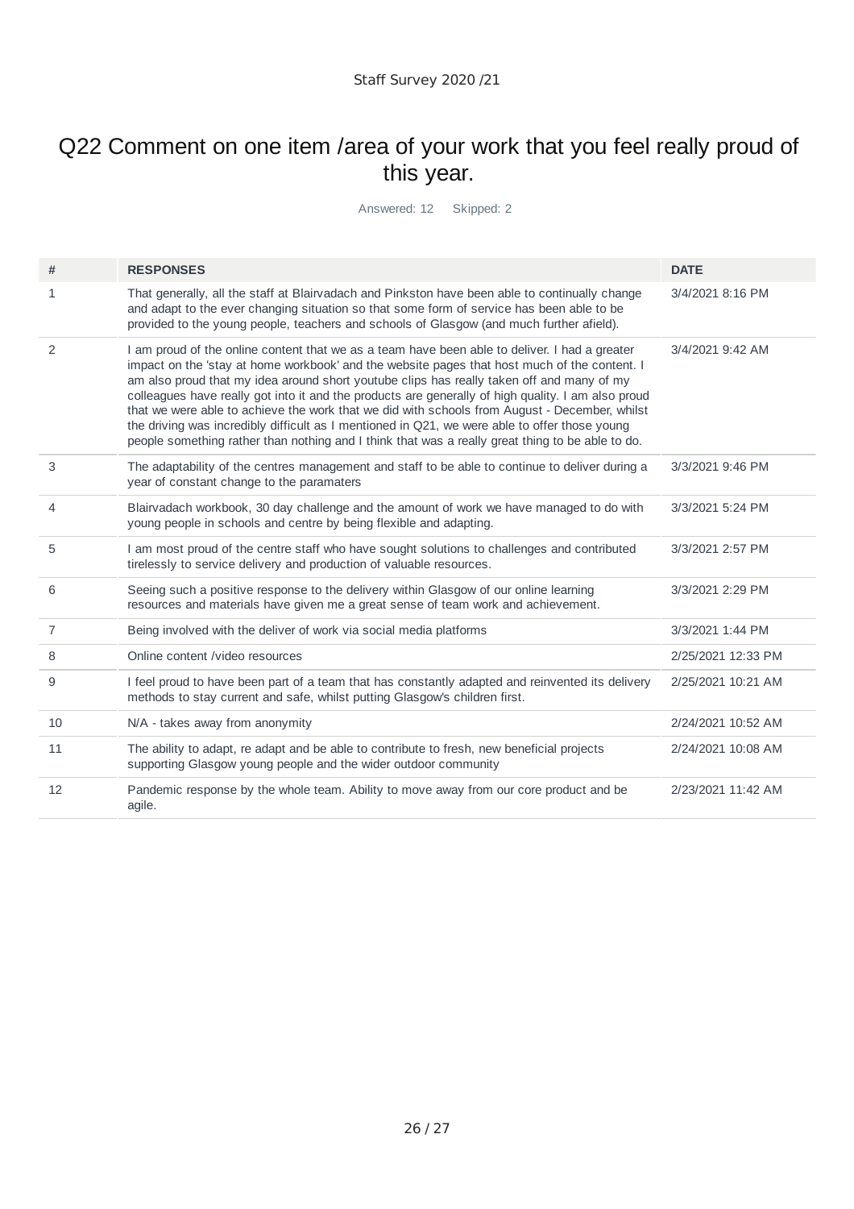# Q22 Comment on one item /area of your work that you feel really proud of this year.

Answered: 12 Skipped: 2

| # | RESPONSES | DATE |
|---|---|---|
| 1 | That generally, all the staff at Blairvadach and Pinkston have been able to continually change and adapt to the ever changing situation so that some form of service has been able to be provided to the young people, teachers and schools of Glasgow (and much further afield). | 3/4/2021 8:16 PM |
| 2 | I am proud of the online content that we as a team have been able to deliver. I had a greater impact on the 'stay at home workbook' and the website pages that host much of the content. I am also proud that my idea around short youtube clips has really taken off and many of my colleagues have really got into it and the products are generally of high quality. I am also proud that we were able to achieve the work that we did with schools from August - December, whilst the driving was incredibly difficult as I mentioned in Q21, we were able to offer those young people something rather than nothing and I think that was a really great thing to be able to do. | 3/4/2021 9:42 AM |
| 3 | The adaptability of the centres management and staff to be able to continue to deliver during a year of constant change to the paramaters | 3/3/2021 9:46 PM |
| 4 | Blairvadach workbook, 30 day challenge and the amount of work we have managed to do with young people in schools and centre by being flexible and adapting. | 3/3/2021 5:24 PM |
| 5 | I am most proud of the centre staff who have sought solutions to challenges and contributed tirelessly to service delivery and production of valuable resources. | 3/3/2021 2:57 PM |
| 6 | Seeing such a positive response to the delivery within Glasgow of our online learning resources and materials have given me a great sense of team work and achievement. | 3/3/2021 2:29 PM |
| 7 | Being involved with the deliver of work via social media platforms | 3/3/2021 1:44 PM |
| 8 | Online content /video resources | 2/25/2021 12:33 PM |
| 9 | I feel proud to have been part of a team that has constantly adapted and reinvented its delivery methods to stay current and safe, whilst putting Glasgow's children first. | 2/25/2021 10:21 AM |
| 10 | N/A - takes away from anonymity | 2/24/2021 10:52 AM |
| 11 | The ability to adapt, re adapt and be able to contribute to fresh, new beneficial projects supporting Glasgow young people and the wider outdoor community | 2/24/2021 10:08 AM |
| 12 | Pandemic response by the whole team. Ability to move away from our core product and be agile. | 2/23/2021 11:42 AM |